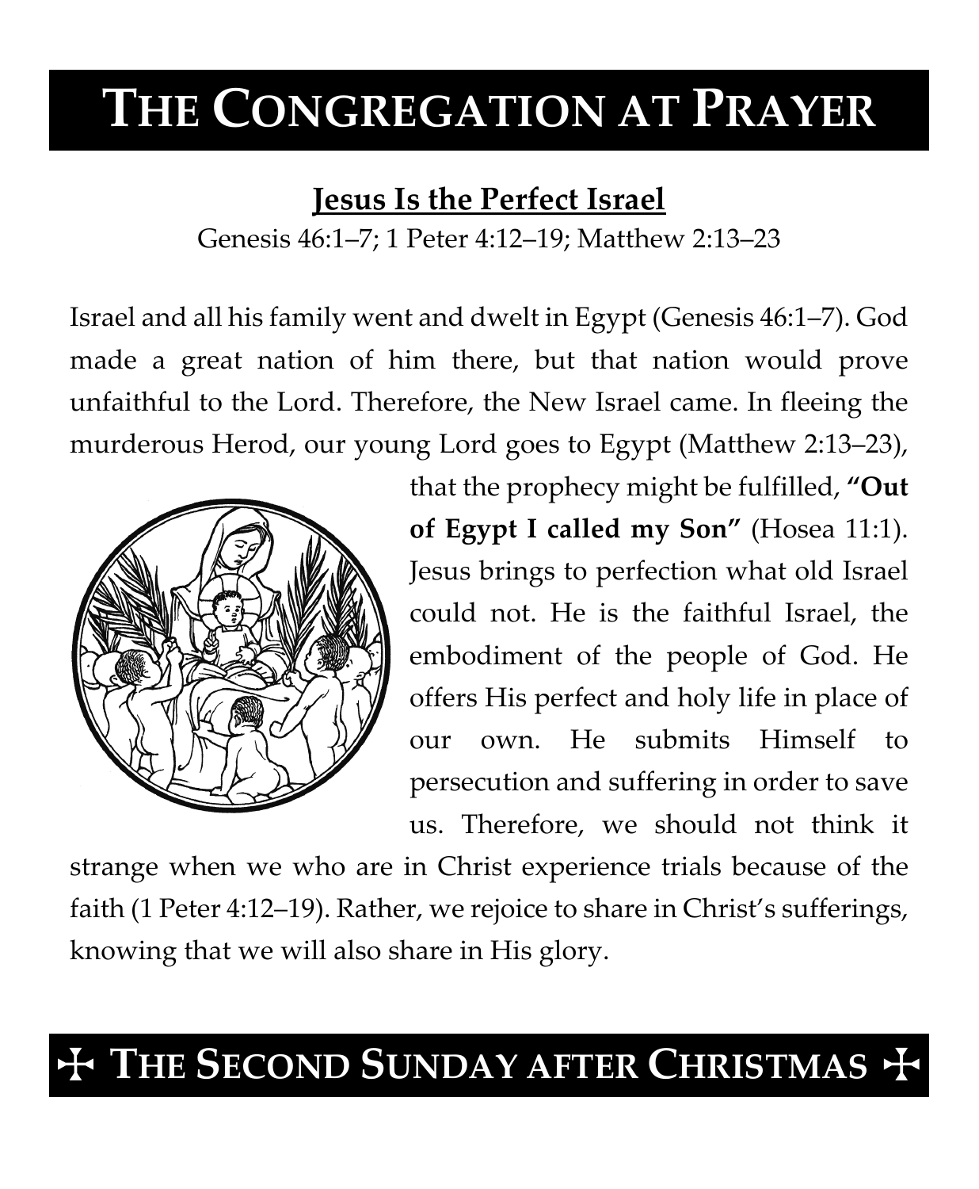# THE CONGREGATION AT PRAYER

## Jesus Is the Perfect Israel

Genesis 46:1–7; 1 Peter 4:12–19; Matthew 2:13–23

Israel and all his family went and dwelt in Egypt (Genesis 46:1–7). God made a great nation of him there, but that nation would prove unfaithful to the Lord. Therefore, the New Israel came. In fleeing the murderous Herod, our young Lord goes to Egypt (Matthew 2:13–23), that the prophecy might be fulfilled, **"Out of Egypt I called my Son"** (Hosea 11:1). Jesus brings to perfection what old Israel could not. He is the faithful Israel, the embodiment of the people of God. He offers His perfect and holy life in place of our own. He submits Himself to persecution and suffering in order to save us. Therefore, we should not think it strange when we who are in Christ experience trials because of the faith (1 Peter 4:12–19). Rather, we rejoice to share in Christ's sufferings, knowing that we will also share in His glory.

## ✠ THE SECOND SUNDAY AFTER CHRISTMAS ✠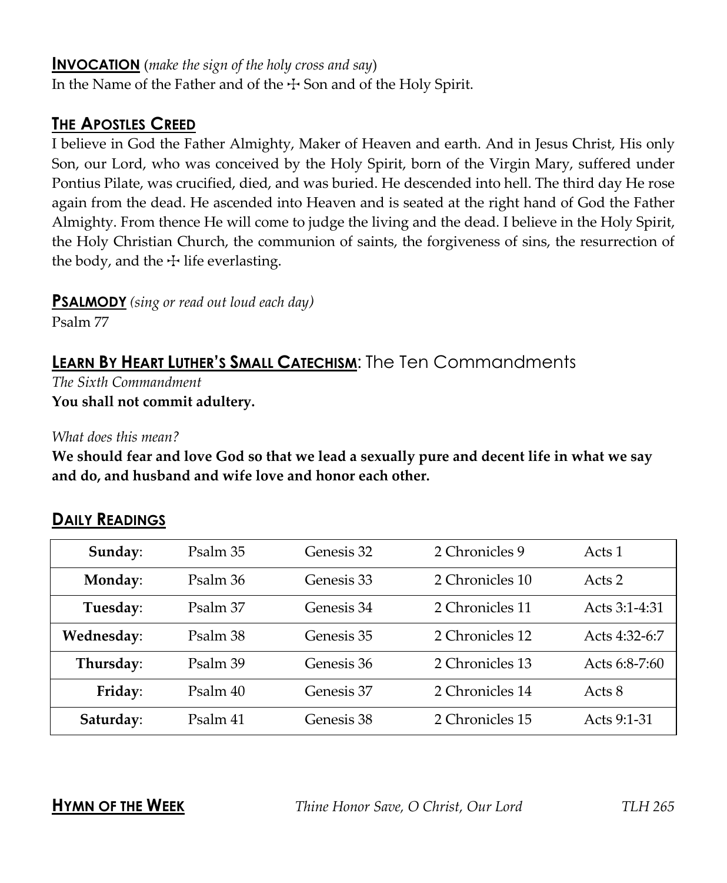## **INVOCATION** (*make the sign of the holy cross and say*)

In the Name of the Father and of the ☩ Son and of the Holy Spirit.

## **THE APOSTLES CREED**

I believe in God the Father Almighty, Maker of Heaven and earth. And in Jesus Christ, His only Son, our Lord, who was conceived by the Holy Spirit, born of the Virgin Mary, suffered under Pontius Pilate, was crucified, died, and was buried. He descended into hell. The third day He rose again from the dead. He ascended into Heaven and is seated at the right hand of God the Father Almighty. From thence He will come to judge the living and the dead. I believe in the Holy Spirit, the Holy Christian Church, the communion of saints, the forgiveness of sins, the resurrection of the body, and the ☩ life everlasting.

## **PSALMODY** *(sing or read out loud each day)*

Psalm 77

## **LEARN BY HEART LUTHER'S SMALL CATECHISM**: The Ten Commandments

*The Sixth Commandment*

**You shall not commit adultery.**

*What does this mean?*

**We should fear and love God so that we lead a sexually pure and decent life in what we say and do, and husband and wife love and honor each other.**

## **DAILY READINGS**

| | | | | |
|---|---|---|---|---|
| **Sunday**: | Psalm 35 | Genesis 32 | 2 Chronicles 9 | Acts 1 |
| **Monday**: | Psalm 36 | Genesis 33 | 2 Chronicles 10 | Acts 2 |
| **Tuesday**: | Psalm 37 | Genesis 34 | 2 Chronicles 11 | Acts 3:1-4:31 |
| **Wednesday**: | Psalm 38 | Genesis 35 | 2 Chronicles 12 | Acts 4:32-6:7 |
| **Thursday**: | Psalm 39 | Genesis 36 | 2 Chronicles 13 | Acts 6:8-7:60 |
| **Friday**: | Psalm 40 | Genesis 37 | 2 Chronicles 14 | Acts 8 |
| **Saturday**: | Psalm 41 | Genesis 38 | 2 Chronicles 15 | Acts 9:1-31 |

## **HYMN OF THE WEEK**

*Thine Honor Save, O Christ, Our Lord* *TLH 265*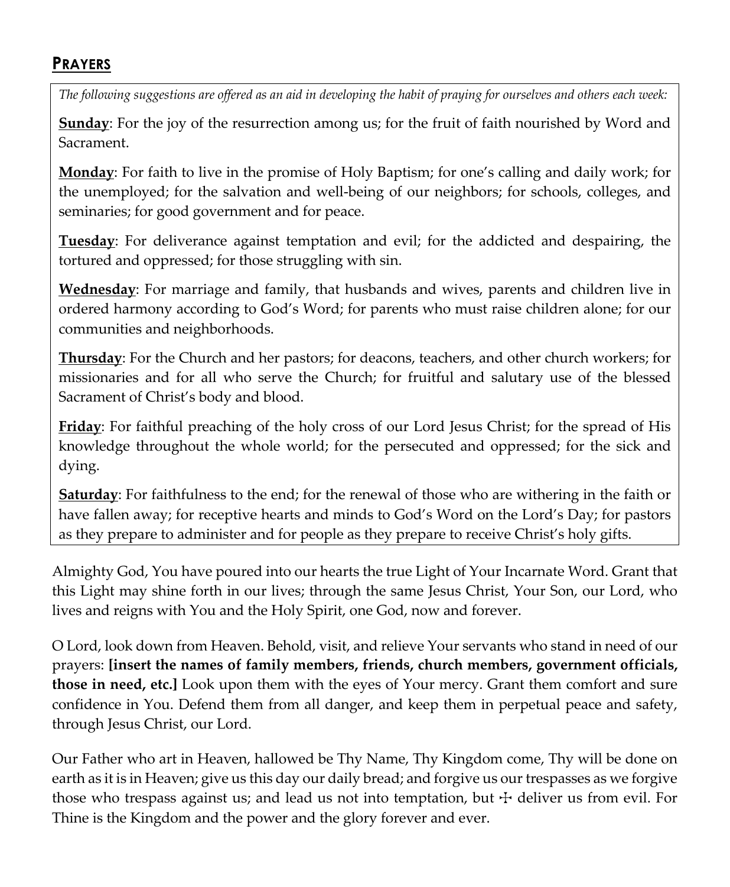## PRAYERS

*The following suggestions are offered as an aid in developing the habit of praying for ourselves and others each week:*

**Sunday**: For the joy of the resurrection among us; for the fruit of faith nourished by Word and Sacrament.

**Monday**: For faith to live in the promise of Holy Baptism; for one's calling and daily work; for the unemployed; for the salvation and well-being of our neighbors; for schools, colleges, and seminaries; for good government and for peace.

**Tuesday**: For deliverance against temptation and evil; for the addicted and despairing, the tortured and oppressed; for those struggling with sin.

**Wednesday**: For marriage and family, that husbands and wives, parents and children live in ordered harmony according to God's Word; for parents who must raise children alone; for our communities and neighborhoods.

**Thursday**: For the Church and her pastors; for deacons, teachers, and other church workers; for missionaries and for all who serve the Church; for fruitful and salutary use of the blessed Sacrament of Christ's body and blood.

**Friday**: For faithful preaching of the holy cross of our Lord Jesus Christ; for the spread of His knowledge throughout the whole world; for the persecuted and oppressed; for the sick and dying.

**Saturday**: For faithfulness to the end; for the renewal of those who are withering in the faith or have fallen away; for receptive hearts and minds to God's Word on the Lord's Day; for pastors as they prepare to administer and for people as they prepare to receive Christ's holy gifts.

Almighty God, You have poured into our hearts the true Light of Your Incarnate Word. Grant that this Light may shine forth in our lives; through the same Jesus Christ, Your Son, our Lord, who lives and reigns with You and the Holy Spirit, one God, now and forever.

O Lord, look down from Heaven. Behold, visit, and relieve Your servants who stand in need of our prayers: **[insert the names of family members, friends, church members, government officials, those in need, etc.]** Look upon them with the eyes of Your mercy. Grant them comfort and sure confidence in You. Defend them from all danger, and keep them in perpetual peace and safety, through Jesus Christ, our Lord.

Our Father who art in Heaven, hallowed be Thy Name, Thy Kingdom come, Thy will be done on earth as it is in Heaven; give us this day our daily bread; and forgive us our trespasses as we forgive those who trespass against us; and lead us not into temptation, but ☩ deliver us from evil. For Thine is the Kingdom and the power and the glory forever and ever.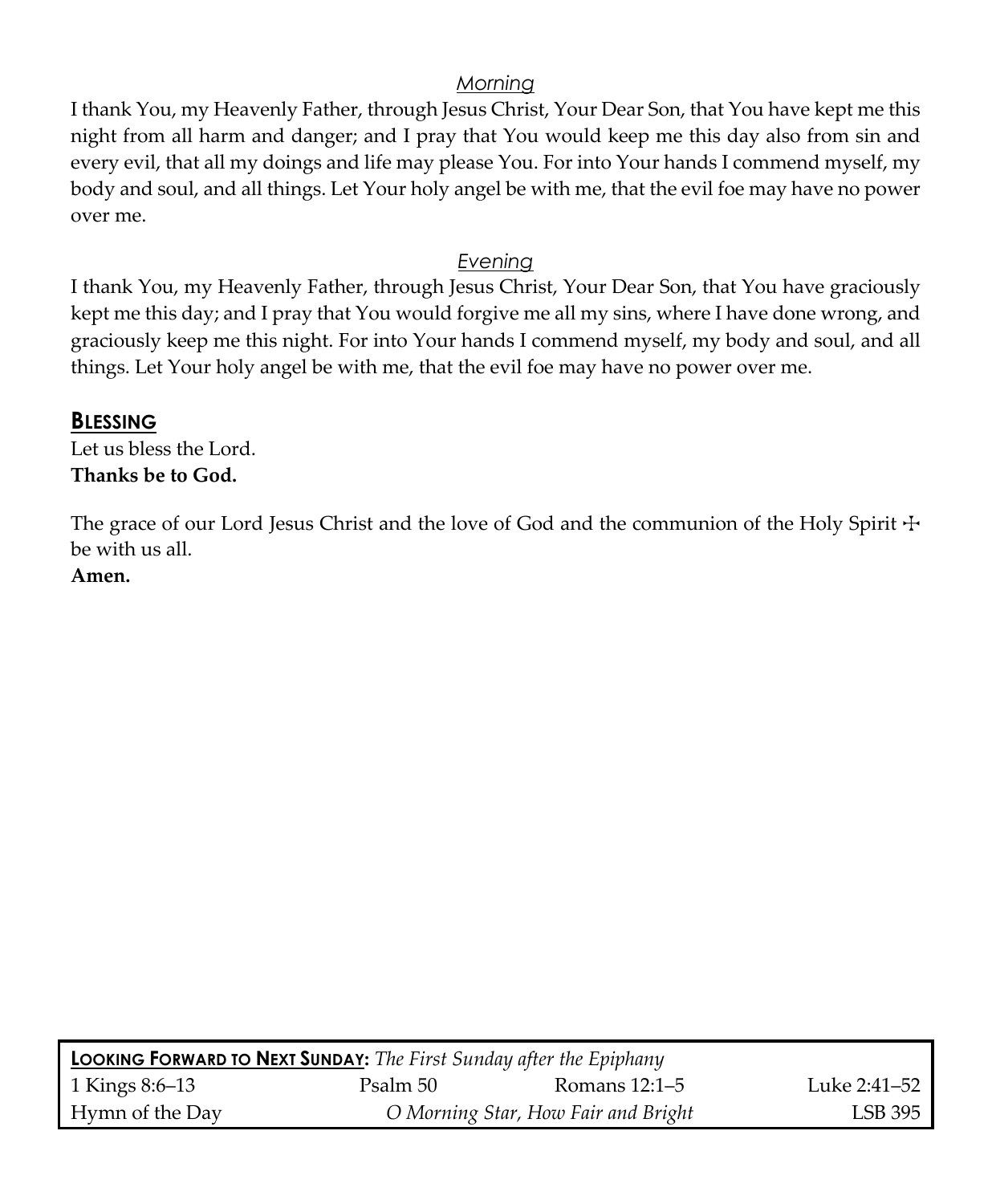*Morning*

I thank You, my Heavenly Father, through Jesus Christ, Your Dear Son, that You have kept me this night from all harm and danger; and I pray that You would keep me this day also from sin and every evil, that all my doings and life may please You. For into Your hands I commend myself, my body and soul, and all things. Let Your holy angel be with me, that the evil foe may have no power over me.

*Evening*

I thank You, my Heavenly Father, through Jesus Christ, Your Dear Son, that You have graciously kept me this day; and I pray that You would forgive me all my sins, where I have done wrong, and graciously keep me this night. For into Your hands I commend myself, my body and soul, and all things. Let Your holy angel be with me, that the evil foe may have no power over me.

## Blessing

Let us bless the Lord.
**Thanks be to God.**

The grace of our Lord Jesus Christ and the love of God and the communion of the Holy Spirit ☩ be with us all.
**Amen.**

| **Looking Forward to Next Sunday:** *The First Sunday after the Epiphany* | | | |
|---|---|---|---|
| 1 Kings 8:6–13 | Psalm 50 | Romans 12:1–5 | Luke 2:41–52 |
| Hymn of the Day | *O Morning Star, How Fair and Bright* | | LSB 395 |